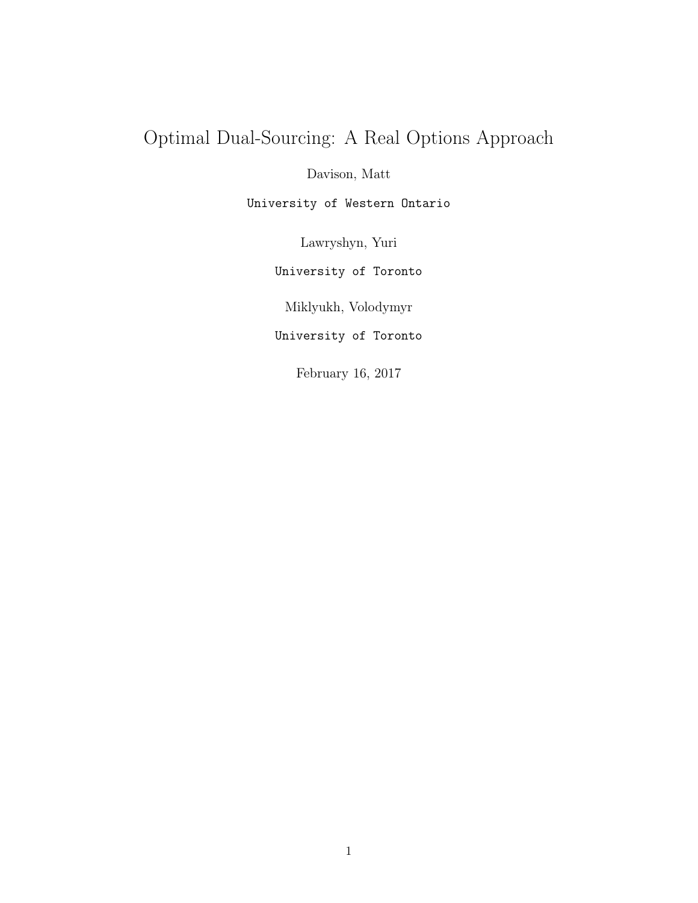# Optimal Dual-Sourcing: A Real Options Approach

Davison, Matt

University of Western Ontario

Lawryshyn, Yuri

University of Toronto

Miklyukh, Volodymyr

University of Toronto

February 16, 2017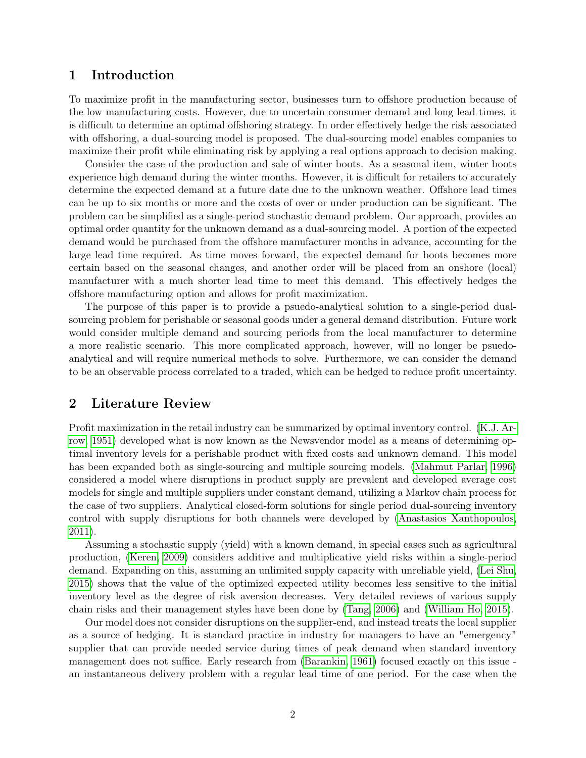## 1 Introduction

To maximize profit in the manufacturing sector, businesses turn to offshore production because of the low manufacturing costs. However, due to uncertain consumer demand and long lead times, it is difficult to determine an optimal offshoring strategy. In order effectively hedge the risk associated with offshoring, a dual-sourcing model is proposed. The dual-sourcing model enables companies to maximize their profit while eliminating risk by applying a real options approach to decision making.

Consider the case of the production and sale of winter boots. As a seasonal item, winter boots experience high demand during the winter months. However, it is difficult for retailers to accurately determine the expected demand at a future date due to the unknown weather. Offshore lead times can be up to six months or more and the costs of over or under production can be significant. The problem can be simplified as a single-period stochastic demand problem. Our approach, provides an optimal order quantity for the unknown demand as a dual-sourcing model. A portion of the expected demand would be purchased from the offshore manufacturer months in advance, accounting for the large lead time required. As time moves forward, the expected demand for boots becomes more certain based on the seasonal changes, and another order will be placed from an onshore (local) manufacturer with a much shorter lead time to meet this demand. This effectively hedges the offshore manufacturing option and allows for profit maximization.

The purpose of this paper is to provide a psuedo-analytical solution to a single-period dual-sourcing problem for perishable or seasonal goods under a general demand distribution. Future work would consider multiple demand and sourcing periods from the local manufacturer to determine a more realistic scenario. This more complicated approach, however, will no longer be psuedo-analytical and will require numerical methods to solve. Furthermore, we can consider the demand to be an observable process correlated to a traded, which can be hedged to reduce profit uncertainty.

## 2 Literature Review

Profit maximization in the retail industry can be summarized by optimal inventory control. (K.J. Arrow, 1951) developed what is now known as the Newsvendor model as a means of determining optimal inventory levels for a perishable product with fixed costs and unknown demand. This model has been expanded both as single-sourcing and multiple sourcing models. (Mahmut Parlar, 1996) considered a model where disruptions in product supply are prevalent and developed average cost models for single and multiple suppliers under constant demand, utilizing a Markov chain process for the case of two suppliers. Analytical closed-form solutions for single period dual-sourcing inventory control with supply disruptions for both channels were developed by (Anastasios Xanthopoulos, 2011).

Assuming a stochastic supply (yield) with a known demand, in special cases such as agricultural production, (Keren, 2009) considers additive and multiplicative yield risks within a single-period demand. Expanding on this, assuming an unlimited supply capacity with unreliable yield, (Lei Shu, 2015) shows that the value of the optimized expected utility becomes less sensitive to the initial inventory level as the degree of risk aversion decreases. Very detailed reviews of various supply chain risks and their management styles have been done by (Tang, 2006) and (William Ho, 2015).

Our model does not consider disruptions on the supplier-end, and instead treats the local supplier as a source of hedging. It is standard practice in industry for managers to have an "emergency" supplier that can provide needed service during times of peak demand when standard inventory management does not suffice. Early research from (Barankin, 1961) focused exactly on this issue - an instantaneous delivery problem with a regular lead time of one period. For the case when the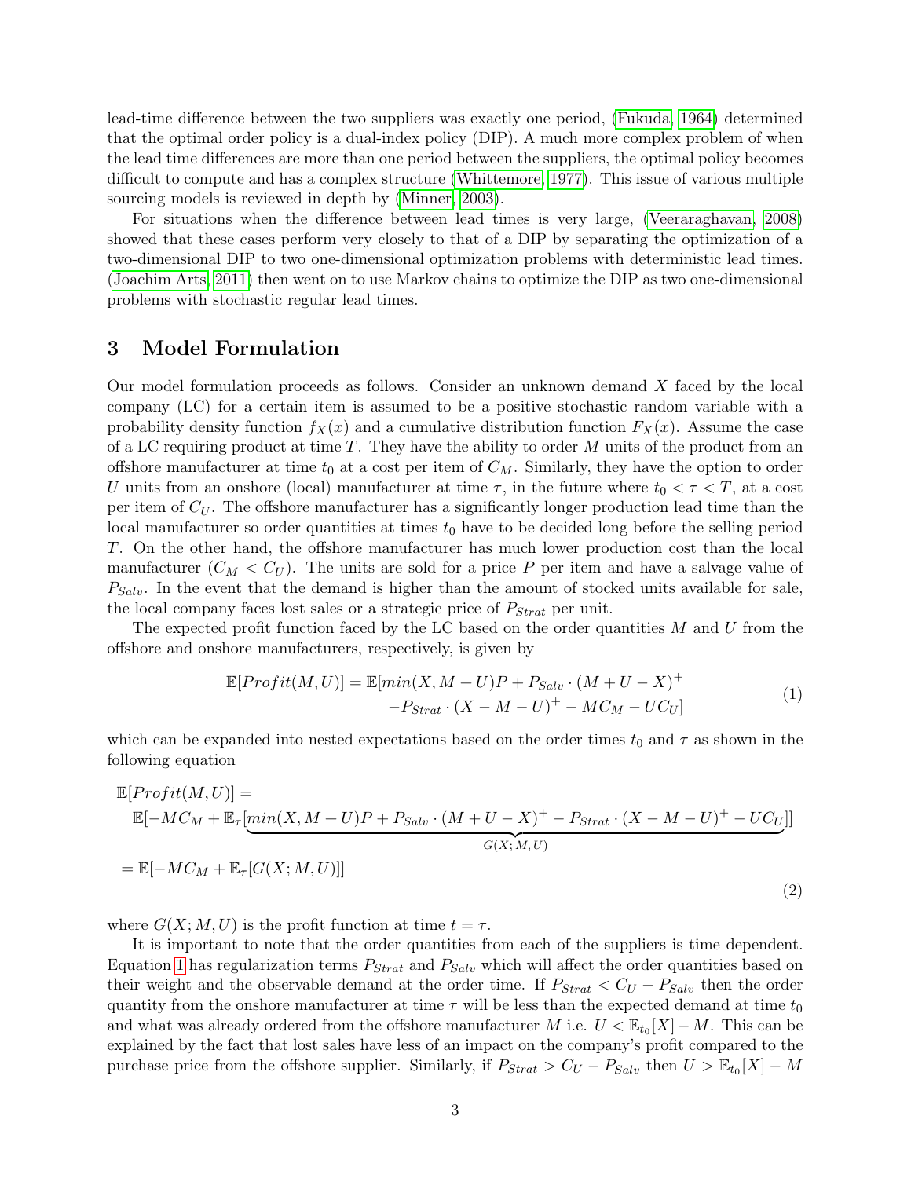lead-time difference between the two suppliers was exactly one period, (Fukuda, 1964) determined that the optimal order policy is a dual-index policy (DIP). A much more complex problem of when the lead time differences are more than one period between the suppliers, the optimal policy becomes difficult to compute and has a complex structure (Whittemore, 1977). This issue of various multiple sourcing models is reviewed in depth by (Minner, 2003).

For situations when the difference between lead times is very large, (Veeraraghavan, 2008) showed that these cases perform very closely to that of a DIP by separating the optimization of a two-dimensional DIP to two one-dimensional optimization problems with deterministic lead times. (Joachim Arts, 2011) then went on to use Markov chains to optimize the DIP as two one-dimensional problems with stochastic regular lead times.

## 3 Model Formulation

Our model formulation proceeds as follows. Consider an unknown demand $X$ faced by the local company (LC) for a certain item is assumed to be a positive stochastic random variable with a probability density function $f_X(x)$ and a cumulative distribution function $F_X(x)$. Assume the case of a LC requiring product at time $T$. They have the ability to order $M$ units of the product from an offshore manufacturer at time $t_0$ at a cost per item of $C_M$. Similarly, they have the option to order $U$ units from an onshore (local) manufacturer at time $\tau$, in the future where $t_0 < \tau < T$, at a cost per item of $C_U$. The offshore manufacturer has a significantly longer production lead time than the local manufacturer so order quantities at times $t_0$ have to be decided long before the selling period $T$. On the other hand, the offshore manufacturer has much lower production cost than the local manufacturer ($C_M < C_U$). The units are sold for a price $P$ per item and have a salvage value of $P_{Salv}$. In the event that the demand is higher than the amount of stocked units available for sale, the local company faces lost sales or a strategic price of $P_{Strat}$ per unit.

The expected profit function faced by the LC based on the order quantities $M$ and $U$ from the offshore and onshore manufacturers, respectively, is given by

$$\begin{aligned}\mathbb{E}[Profit(M,U)] = \mathbb{E}[&min(X, M+U)P + P_{Salv} \cdot (M+U-X)^+ \\ &- P_{Strat} \cdot (X-M-U)^+ - MC_M - UC_U]\end{aligned} \tag{1}$$

which can be expanded into nested expectations based on the order times $t_0$ and $\tau$ as shown in the following equation

$$\begin{aligned}&\mathbb{E}[Profit(M,U)] = \\ &\quad \mathbb{E}[-MC_M + \mathbb{E}_\tau[\underbrace{min(X, M+U)P + P_{Salv} \cdot (M+U-X)^+ - P_{Strat} \cdot (X-M-U)^+ - UC_U}_{G(X;\,M,U)}]] \\ &= \mathbb{E}[-MC_M + \mathbb{E}_\tau[G(X; M, U)]]\end{aligned} \tag{2}$$

where $G(X; M, U)$ is the profit function at time $t = \tau$.

It is important to note that the order quantities from each of the suppliers is time dependent. Equation 1 has regularization terms $P_{Strat}$ and $P_{Salv}$ which will affect the order quantities based on their weight and the observable demand at the order time. If $P_{Strat} < C_U - P_{Salv}$ then the order quantity from the onshore manufacturer at time $\tau$ will be less than the expected demand at time $t_0$ and what was already ordered from the offshore manufacturer $M$ i.e. $U < \mathbb{E}_{t_0}[X] - M$. This can be explained by the fact that lost sales have less of an impact on the company's profit compared to the purchase price from the offshore supplier. Similarly, if $P_{Strat} > C_U - P_{Salv}$ then $U > \mathbb{E}_{t_0}[X] - M$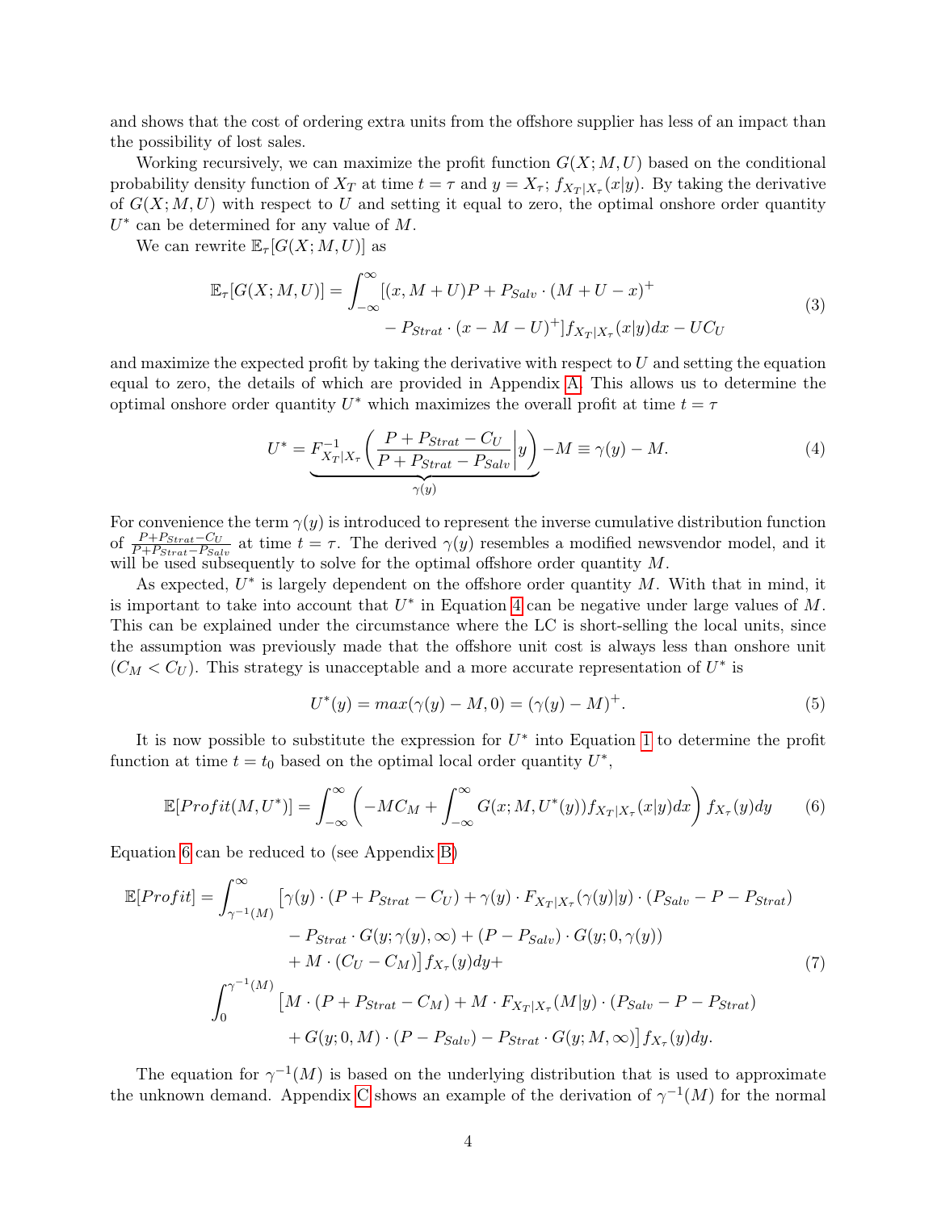and shows that the cost of ordering extra units from the offshore supplier has less of an impact than the possibility of lost sales.

Working recursively, we can maximize the profit function $G(X; M, U)$ based on the conditional probability density function of $X_T$ at time $t = \tau$ and $y = X_\tau$; $f_{X_T|X_\tau}(x|y)$. By taking the derivative of $G(X; M, U)$ with respect to $U$ and setting it equal to zero, the optimal onshore order quantity $U^*$ can be determined for any value of $M$.

We can rewrite $\mathbb{E}_\tau[G(X; M, U)]$ as

$$\mathbb{E}_\tau[G(X; M, U)] = \int_{-\infty}^{\infty} [(x, M+U)P + P_{Salv} \cdot (M + U - x)^+ \\ - P_{Strat} \cdot (x - M - U)^+] f_{X_T|X_\tau}(x|y)dx - UC_U \tag{3}$$

and maximize the expected profit by taking the derivative with respect to $U$ and setting the equation equal to zero, the details of which are provided in Appendix A. This allows us to determine the optimal onshore order quantity $U^*$ which maximizes the overall profit at time $t = \tau$

$$U^* = \underbrace{F^{-1}_{X_T|X_\tau}\left(\frac{P + P_{Strat} - C_U}{P + P_{Strat} - P_{Salv}}\bigg| y\right)}_{\gamma(y)} - M \equiv \gamma(y) - M. \tag{4}$$

For convenience the term $\gamma(y)$ is introduced to represent the inverse cumulative distribution function of $\frac{P+P_{Strat}-C_U}{P+P_{Strat}-P_{Salv}}$ at time $t = \tau$. The derived $\gamma(y)$ resembles a modified newsvendor model, and it will be used subsequently to solve for the optimal offshore order quantity $M$.

As expected, $U^*$ is largely dependent on the offshore order quantity $M$. With that in mind, it is important to take into account that $U^*$ in Equation 4 can be negative under large values of $M$. This can be explained under the circumstance where the LC is short-selling the local units, since the assumption was previously made that the offshore unit cost is always less than onshore unit ($C_M < C_U$). This strategy is unacceptable and a more accurate representation of $U^*$ is

$$U^*(y) = max(\gamma(y) - M, 0) = (\gamma(y) - M)^+. \tag{5}$$

It is now possible to substitute the expression for $U^*$ into Equation 1 to determine the profit function at time $t = t_0$ based on the optimal local order quantity $U^*$,

$$\mathbb{E}[Profit(M, U^*)] = \int_{-\infty}^{\infty} \left(-MC_M + \int_{-\infty}^{\infty} G(x; M, U^*(y)) f_{X_T|X_\tau}(x|y)dx\right) f_{X_\tau}(y)dy \tag{6}$$

Equation 6 can be reduced to (see Appendix B)

$$\begin{aligned}
\mathbb{E}[Profit] = \int_{\gamma^{-1}(M)}^{\infty} &\big[\gamma(y) \cdot (P + P_{Strat} - C_U) + \gamma(y) \cdot F_{X_T|X_\tau}(\gamma(y)|y) \cdot (P_{Salv} - P - P_{Strat}) \\
&- P_{Strat} \cdot G(y; \gamma(y), \infty) + (P - P_{Salv}) \cdot G(y; 0, \gamma(y)) \\
&+ M \cdot (C_U - C_M)\big] f_{X_\tau}(y)dy + \\
\int_0^{\gamma^{-1}(M)} &\big[M \cdot (P + P_{Strat} - C_M) + M \cdot F_{X_T|X_\tau}(M|y) \cdot (P_{Salv} - P - P_{Strat}) \\
&+ G(y; 0, M) \cdot (P - P_{Salv}) - P_{Strat} \cdot G(y; M, \infty)\big] f_{X_\tau}(y)dy.
\end{aligned} \tag{7}$$

The equation for $\gamma^{-1}(M)$ is based on the underlying distribution that is used to approximate the unknown demand. Appendix C shows an example of the derivation of $\gamma^{-1}(M)$ for the normal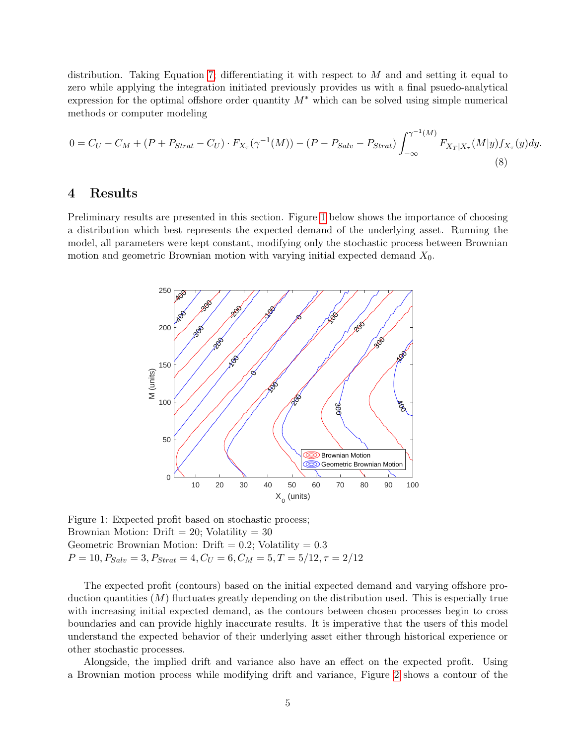distribution. Taking Equation 7, differentiating it with respect to $M$ and and setting it equal to zero while applying the integration initiated previously provides us with a final psuedo-analytical expression for the optimal offshore order quantity $M^*$ which can be solved using simple numerical methods or computer modeling

$$0 = C_U - C_M + (P + P_{Strat} - C_U) \cdot F_{X_\tau}(\gamma^{-1}(M)) - (P - P_{Salv} - P_{Strat}) \int_{-\infty}^{\gamma^{-1}(M)} F_{X_T|X_\tau}(M|y) f_{X_\tau}(y) dy. \tag{8}$$

## 4 Results

Preliminary results are presented in this section. Figure 1 below shows the importance of choosing a distribution which best represents the expected demand of the underlying asset. Running the model, all parameters were kept constant, modifying only the stochastic process between Brownian motion and geometric Brownian motion with varying initial expected demand $X_0$.

Figure 1: Expected profit based on stochastic process;
Brownian Motion: Drift = 20; Volatility = 30
Geometric Brownian Motion: Drift = 0.2; Volatility = 0.3
$P = 10, P_{Salv} = 3, P_{Strat} = 4, C_U = 6, C_M = 5, T = 5/12, \tau = 2/12$

The expected profit (contours) based on the initial expected demand and varying offshore production quantities ($M$) fluctuates greatly depending on the distribution used. This is especially true with increasing initial expected demand, as the contours between chosen processes begin to cross boundaries and can provide highly inaccurate results. It is imperative that the users of this model understand the expected behavior of their underlying asset either through historical experience or other stochastic processes.

Alongside, the implied drift and variance also have an effect on the expected profit. Using a Brownian motion process while modifying drift and variance, Figure 2 shows a contour of the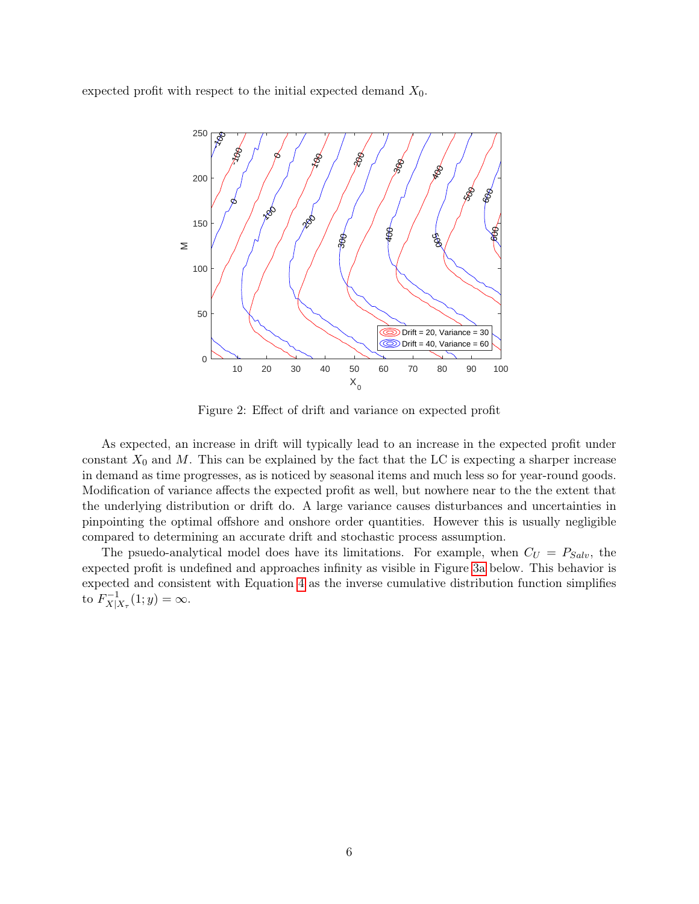expected profit with respect to the initial expected demand $X_0$.

Figure 2: Effect of drift and variance on expected profit

As expected, an increase in drift will typically lead to an increase in the expected profit under constant $X_0$ and $M$. This can be explained by the fact that the LC is expecting a sharper increase in demand as time progresses, as is noticed by seasonal items and much less so for year-round goods. Modification of variance affects the expected profit as well, but nowhere near to the the extent that the underlying distribution or drift do. A large variance causes disturbances and uncertainties in pinpointing the optimal offshore and onshore order quantities. However this is usually negligible compared to determining an accurate drift and stochastic process assumption.

The psuedo-analytical model does have its limitations. For example, when $C_U = P_{Salv}$, the expected profit is undefined and approaches infinity as visible in Figure 3a below. This behavior is expected and consistent with Equation 4 as the inverse cumulative distribution function simplifies to $F^{-1}_{X|X_\tau}(1; y) = \infty$.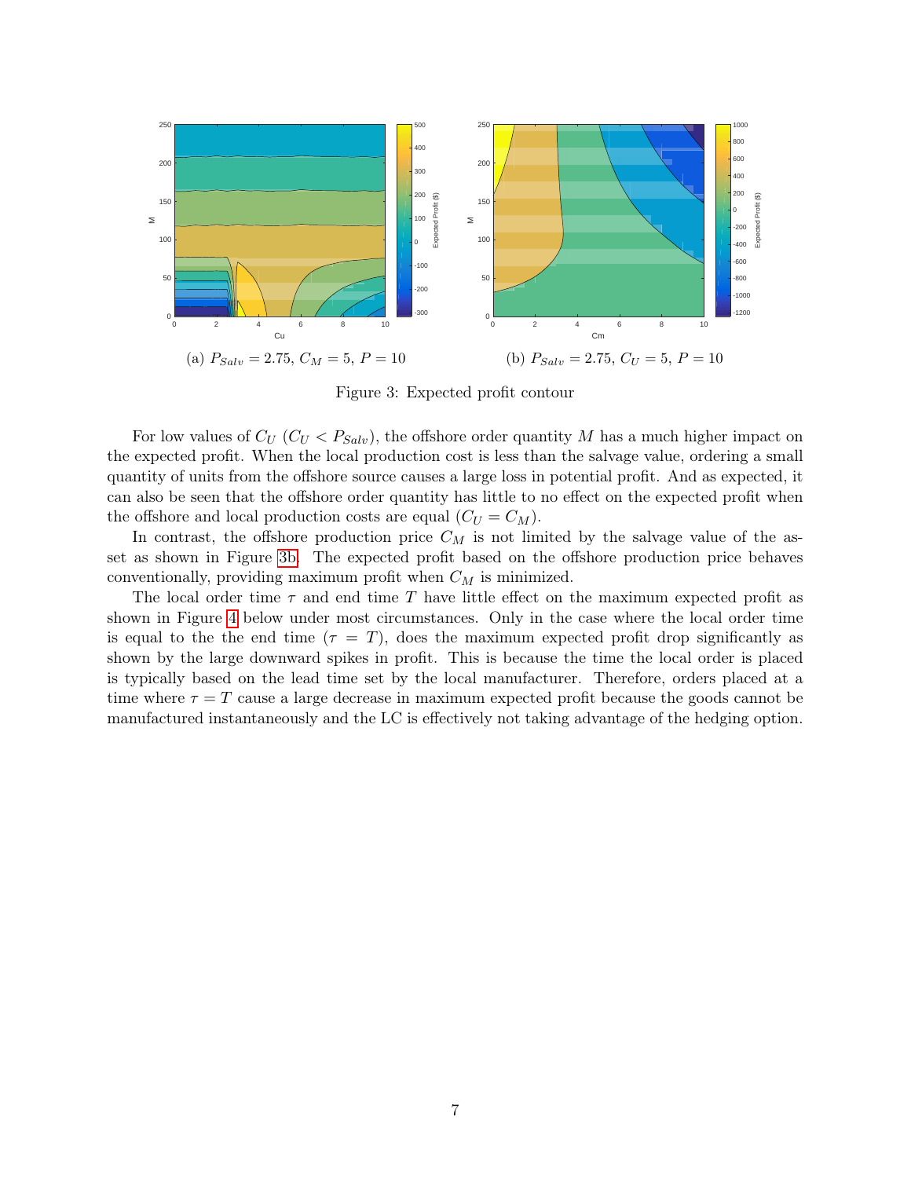(a) $P_{Salv} = 2.75$, $C_M = 5$, $P = 10$

(b) $P_{Salv} = 2.75$, $C_U = 5$, $P = 10$

Figure 3: Expected profit contour

For low values of $C_U$ ($C_U < P_{Salv}$), the offshore order quantity $M$ has a much higher impact on the expected profit. When the local production cost is less than the salvage value, ordering a small quantity of units from the offshore source causes a large loss in potential profit. And as expected, it can also be seen that the offshore order quantity has little to no effect on the expected profit when the offshore and local production costs are equal ($C_U = C_M$).

In contrast, the offshore production price $C_M$ is not limited by the salvage value of the asset as shown in Figure 3b. The expected profit based on the offshore production price behaves conventionally, providing maximum profit when $C_M$ is minimized.

The local order time $\tau$ and end time $T$ have little effect on the maximum expected profit as shown in Figure 4 below under most circumstances. Only in the case where the local order time is equal to the the end time ($\tau = T$), does the maximum expected profit drop significantly as shown by the large downward spikes in profit. This is because the time the local order is placed is typically based on the lead time set by the local manufacturer. Therefore, orders placed at a time where $\tau = T$ cause a large decrease in maximum expected profit because the goods cannot be manufactured instantaneously and the LC is effectively not taking advantage of the hedging option.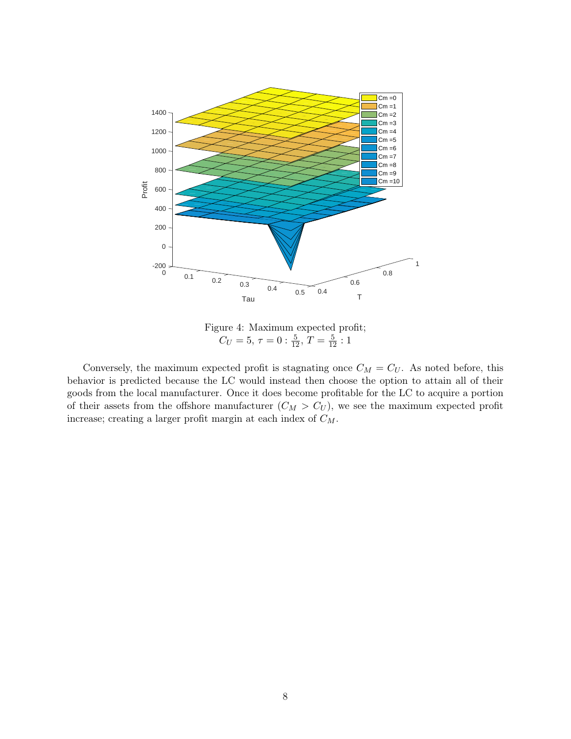Figure 4: Maximum expected profit;
$C_U = 5$, $\tau = 0 : \frac{5}{12}$, $T = \frac{5}{12} : 1$

Conversely, the maximum expected profit is stagnating once $C_M = C_U$. As noted before, this behavior is predicted because the LC would instead then choose the option to attain all of their goods from the local manufacturer. Once it does become profitable for the LC to acquire a portion of their assets from the offshore manufacturer ($C_M > C_U$), we see the maximum expected profit increase; creating a larger profit margin at each index of $C_M$.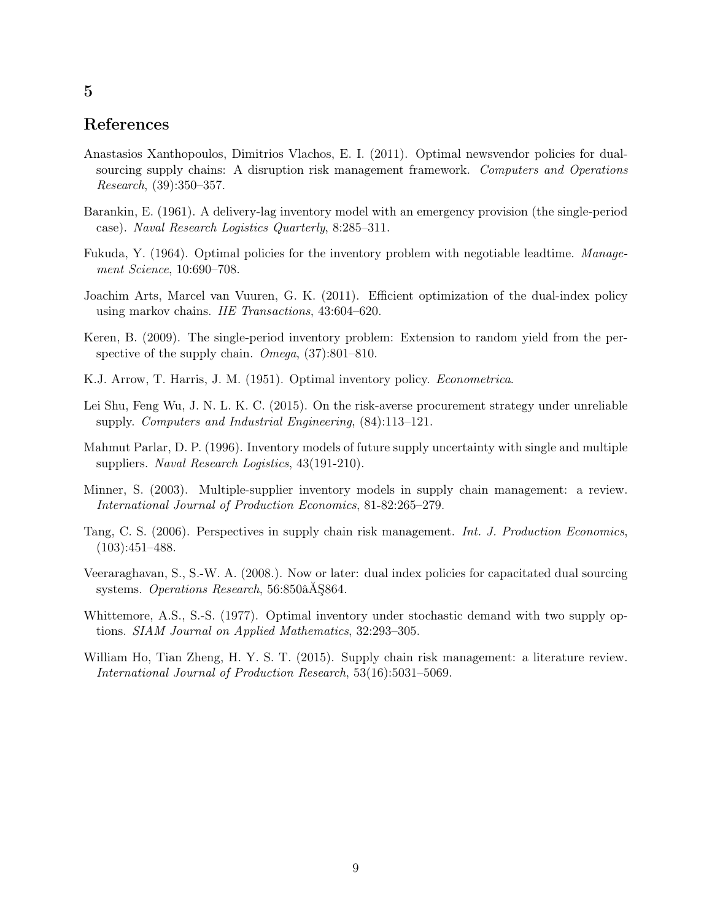# 5

## References

Anastasios Xanthopoulos, Dimitrios Vlachos, E. I. (2011). Optimal newsvendor policies for dual-sourcing supply chains: A disruption risk management framework. *Computers and Operations Research*, (39):350–357.

Barankin, E. (1961). A delivery-lag inventory model with an emergency provision (the single-period case). *Naval Research Logistics Quarterly*, 8:285–311.

Fukuda, Y. (1964). Optimal policies for the inventory problem with negotiable leadtime. *Management Science*, 10:690–708.

Joachim Arts, Marcel van Vuuren, G. K. (2011). Efficient optimization of the dual-index policy using markov chains. *IIE Transactions*, 43:604–620.

Keren, B. (2009). The single-period inventory problem: Extension to random yield from the perspective of the supply chain. *Omega*, (37):801–810.

K.J. Arrow, T. Harris, J. M. (1951). Optimal inventory policy. *Econometrica*.

Lei Shu, Feng Wu, J. N. L. K. C. (2015). On the risk-averse procurement strategy under unreliable supply. *Computers and Industrial Engineering*, (84):113–121.

Mahmut Parlar, D. P. (1996). Inventory models of future supply uncertainty with single and multiple suppliers. *Naval Research Logistics*, 43(191-210).

Minner, S. (2003). Multiple-supplier inventory models in supply chain management: a review. *International Journal of Production Economics*, 81-82:265–279.

Tang, C. S. (2006). Perspectives in supply chain risk management. *Int. J. Production Economics*, (103):451–488.

Veeraraghavan, S., S.-W. A. (2008.). Now or later: dual index policies for capacitated dual sourcing systems. *Operations Research*, 56:850âĂŞ864.

Whittemore, A.S., S.-S. (1977). Optimal inventory under stochastic demand with two supply options. *SIAM Journal on Applied Mathematics*, 32:293–305.

William Ho, Tian Zheng, H. Y. S. T. (2015). Supply chain risk management: a literature review. *International Journal of Production Research*, 53(16):5031–5069.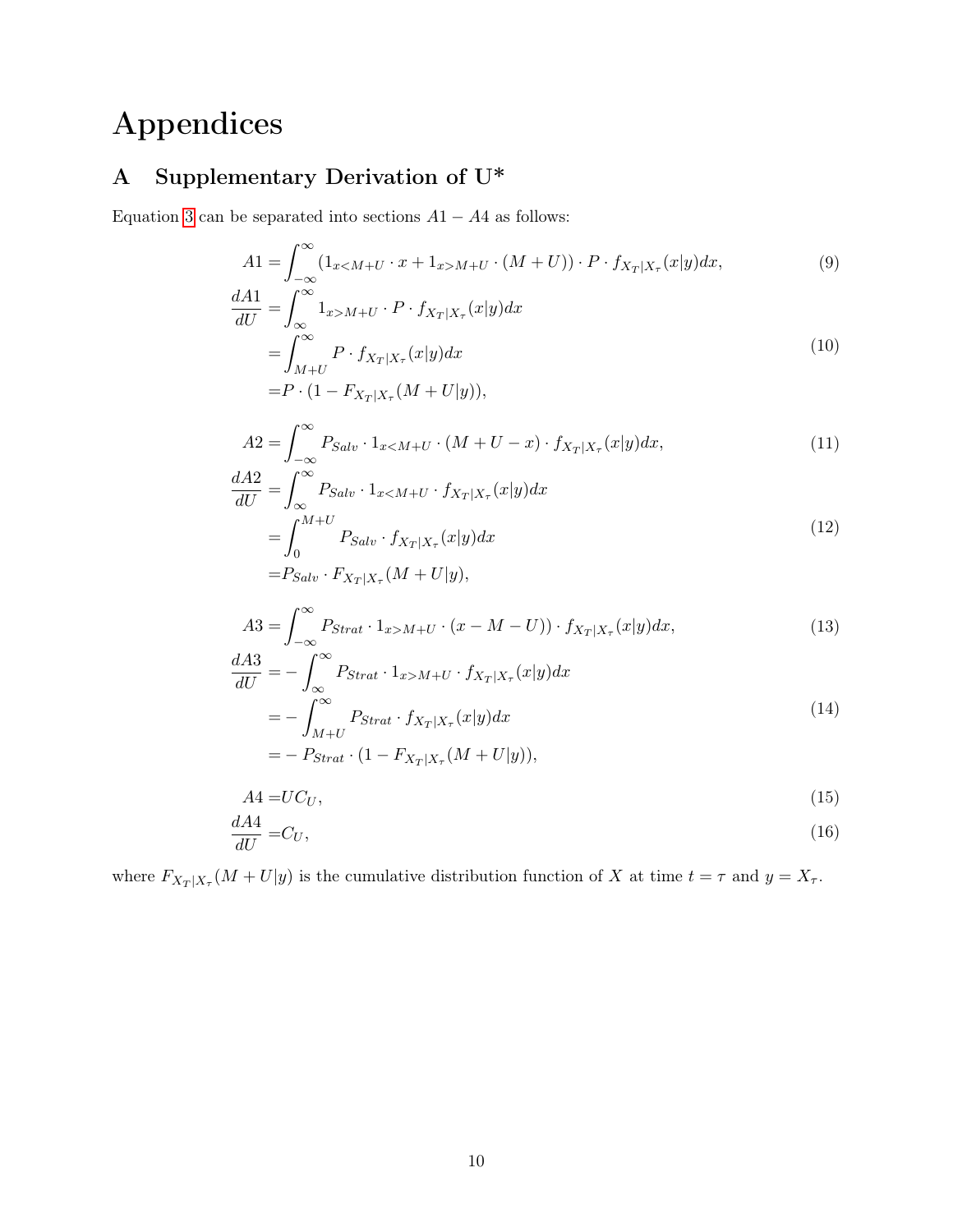# Appendices

## A Supplementary Derivation of U*

Equation 3 can be separated into sections $A1 - A4$ as follows:

$$A1 = \int_{-\infty}^{\infty} (1_{x<M+U} \cdot x + 1_{x>M+U} \cdot (M+U)) \cdot P \cdot f_{X_T|X_\tau}(x|y) dx, \tag{9}$$

$$\begin{aligned}
\frac{dA1}{dU} =& \int_{\infty}^{\infty} 1_{x>M+U} \cdot P \cdot f_{X_T|X_\tau}(x|y) dx \\
=& \int_{M+U}^{\infty} P \cdot f_{X_T|X_\tau}(x|y) dx \\
=& P \cdot (1 - F_{X_T|X_\tau}(M+U|y)),
\end{aligned} \tag{10}$$

$$A2 = \int_{-\infty}^{\infty} P_{Salv} \cdot 1_{x<M+U} \cdot (M+U-x) \cdot f_{X_T|X_\tau}(x|y) dx, \tag{11}$$

$$\begin{aligned}
\frac{dA2}{dU} =& \int_{\infty}^{\infty} P_{Salv} \cdot 1_{x<M+U} \cdot f_{X_T|X_\tau}(x|y) dx \\
=& \int_{0}^{M+U} P_{Salv} \cdot f_{X_T|X_\tau}(x|y) dx \\
=& P_{Salv} \cdot F_{X_T|X_\tau}(M+U|y),
\end{aligned} \tag{12}$$

$$A3 = \int_{-\infty}^{\infty} P_{Strat} \cdot 1_{x>M+U} \cdot (x - M - U)) \cdot f_{X_T|X_\tau}(x|y) dx, \tag{13}$$

$$\begin{aligned}
\frac{dA3}{dU} =& - \int_{\infty}^{\infty} P_{Strat} \cdot 1_{x>M+U} \cdot f_{X_T|X_\tau}(x|y) dx \\
=& - \int_{M+U}^{\infty} P_{Strat} \cdot f_{X_T|X_\tau}(x|y) dx \\
=& - P_{Strat} \cdot (1 - F_{X_T|X_\tau}(M+U|y)),
\end{aligned} \tag{14}$$

$$A4 = UC_U, \tag{15}$$

$$\frac{dA4}{dU} = C_U, \tag{16}$$

where $F_{X_T|X_\tau}(M+U|y)$ is the cumulative distribution function of $X$ at time $t = \tau$ and $y = X_\tau$.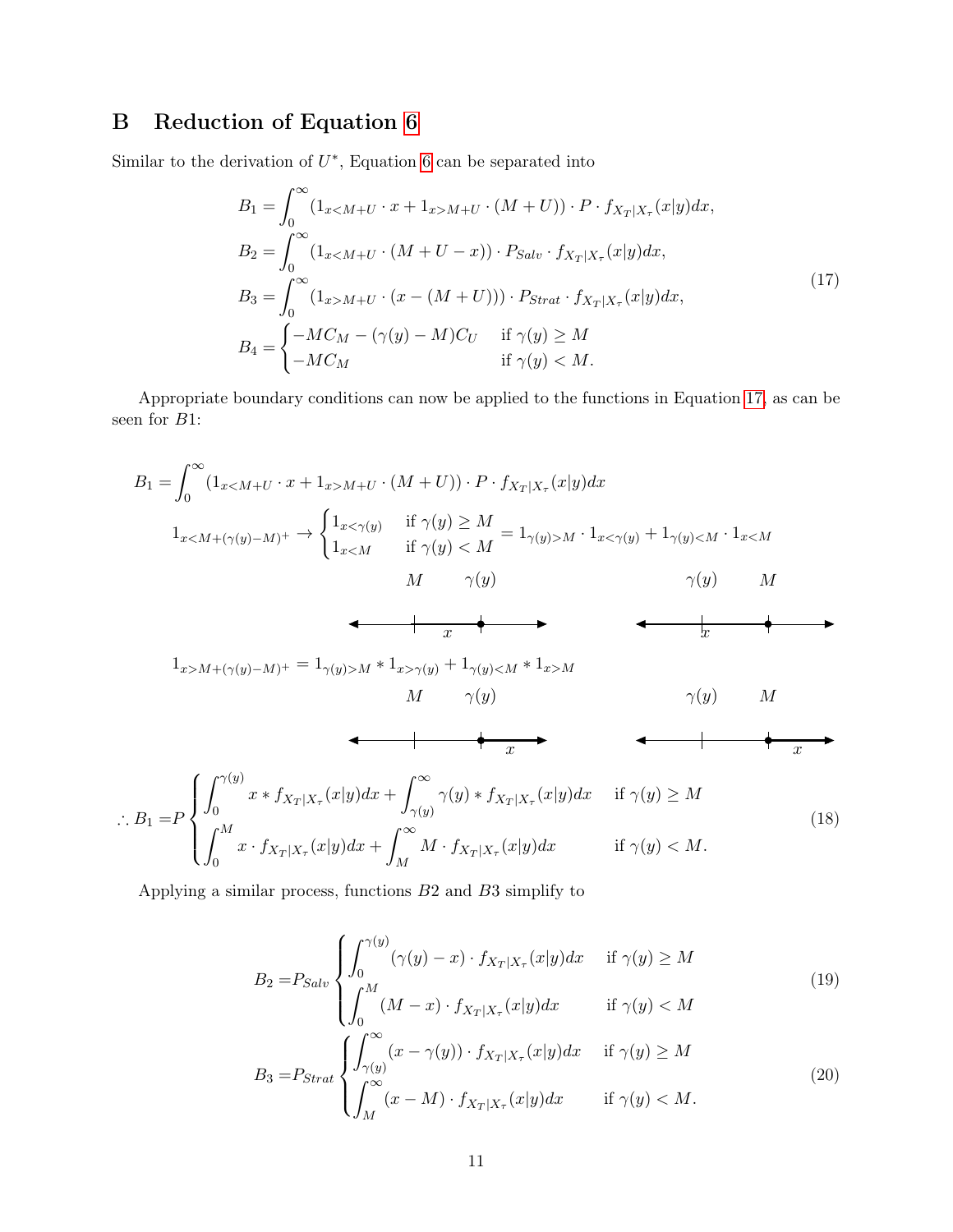## B Reduction of Equation 6

Similar to the derivation of $U^*$, Equation 6 can be separated into

$$
\begin{aligned}
B_1 &= \int_0^\infty (1_{x<M+U} \cdot x + 1_{x>M+U} \cdot (M+U)) \cdot P \cdot f_{X_T|X_\tau}(x|y)dx, \\
B_2 &= \int_0^\infty (1_{x<M+U} \cdot (M+U-x)) \cdot P_{Salv} \cdot f_{X_T|X_\tau}(x|y)dx, \\
B_3 &= \int_0^\infty (1_{x>M+U} \cdot (x-(M+U))) \cdot P_{Strat} \cdot f_{X_T|X_\tau}(x|y)dx, \\
B_4 &= \begin{cases} -MC_M - (\gamma(y) - M)C_U & \text{if } \gamma(y) \geq M \\ -MC_M & \text{if } \gamma(y) < M. \end{cases}
\end{aligned}
\tag{17}
$$

Appropriate boundary conditions can now be applied to the functions in Equation 17, as can be seen for $B1$:

$$
B_1 = \int_0^\infty (1_{x<M+U} \cdot x + 1_{x>M+U} \cdot (M+U)) \cdot P \cdot f_{X_T|X_\tau}(x|y)dx
$$

$$
1_{x<M+(\gamma(y)-M)^+} \rightarrow \begin{cases} 1_{x<\gamma(y)} & \text{if } \gamma(y) \geq M \\ 1_{x<M} & \text{if } \gamma(y) < M \end{cases} = 1_{\gamma(y)>M} \cdot 1_{x<\gamma(y)} + 1_{\gamma(y)<M} \cdot 1_{x<M}
$$

$$
1_{x>M+(\gamma(y)-M)^+} = 1_{\gamma(y)>M} * 1_{x>\gamma(y)} + 1_{\gamma(y)<M} * 1_{x>M}
$$

$$
\therefore B_1 = P \begin{cases} \displaystyle\int_0^{\gamma(y)} x * f_{X_T|X_\tau}(x|y)dx + \int_{\gamma(y)}^\infty \gamma(y) * f_{X_T|X_\tau}(x|y)dx & \text{if } \gamma(y) \geq M \\ \displaystyle\int_0^M x \cdot f_{X_T|X_\tau}(x|y)dx + \int_M^\infty M \cdot f_{X_T|X_\tau}(x|y)dx & \text{if } \gamma(y) < M. \end{cases}
\tag{18}
$$

Applying a similar process, functions $B2$ and $B3$ simplify to

$$
B_2 = P_{Salv} \begin{cases} \displaystyle\int_0^{\gamma(y)} (\gamma(y) - x) \cdot f_{X_T|X_\tau}(x|y)dx & \text{if } \gamma(y) \geq M \\ \displaystyle\int_0^M (M - x) \cdot f_{X_T|X_\tau}(x|y)dx & \text{if } \gamma(y) < M \end{cases}
\tag{19}
$$

$$
B_3 = P_{Strat} \begin{cases} \displaystyle\int_{\gamma(y)}^\infty (x - \gamma(y)) \cdot f_{X_T|X_\tau}(x|y)dx & \text{if } \gamma(y) \geq M \\ \displaystyle\int_M^\infty (x - M) \cdot f_{X_T|X_\tau}(x|y)dx & \text{if } \gamma(y) < M. \end{cases}
\tag{20}
$$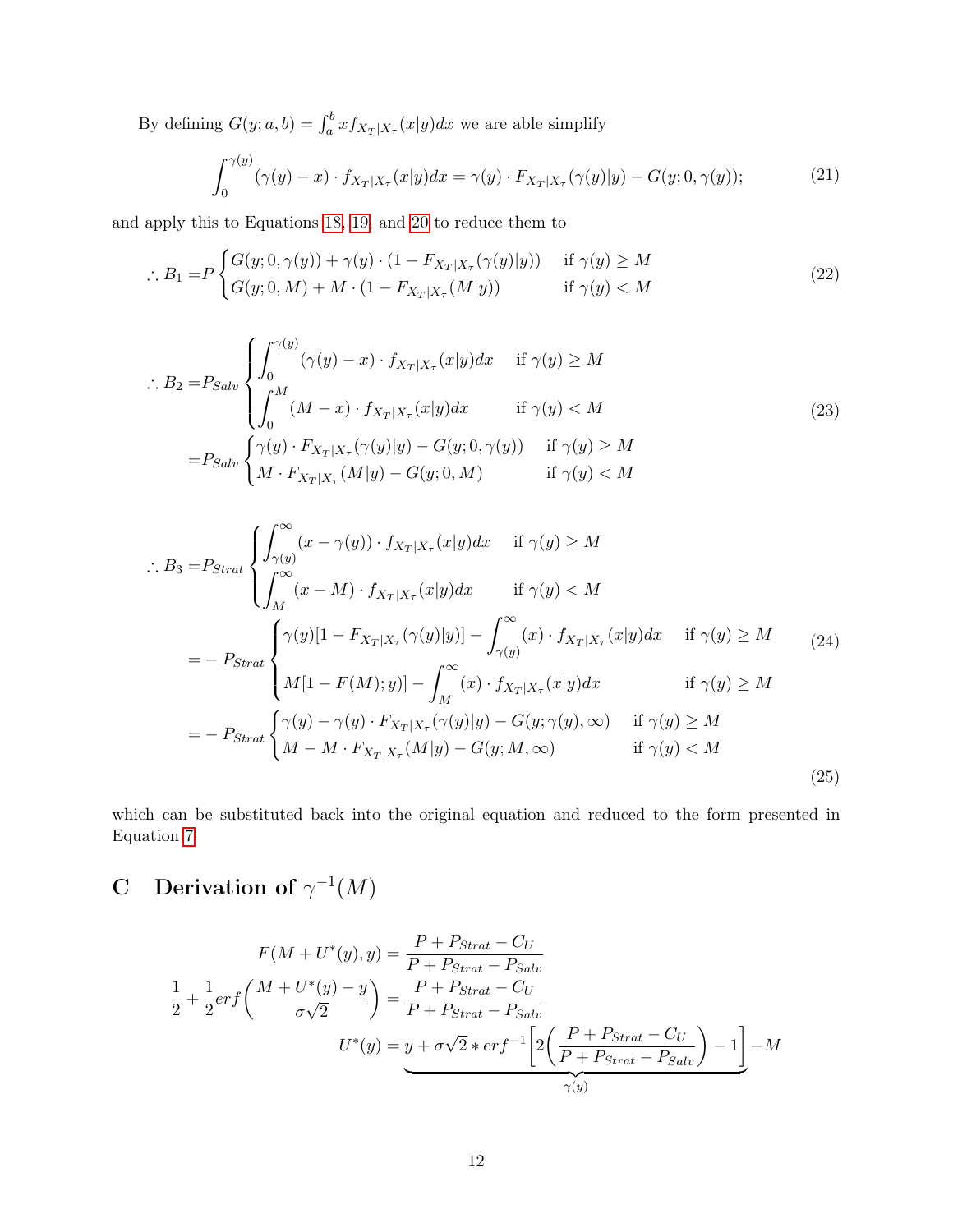By defining $G(y; a, b) = \int_a^b x f_{X_T|X_\tau}(x|y)dx$ we are able simplify

$$\int_0^{\gamma(y)} (\gamma(y) - x) \cdot f_{X_T|X_\tau}(x|y)dx = \gamma(y) \cdot F_{X_T|X_\tau}(\gamma(y)|y) - G(y; 0, \gamma(y)); \tag{21}$$

and apply this to Equations 18, 19, and 20 to reduce them to

$$\therefore B_1 = P \begin{cases} G(y; 0, \gamma(y)) + \gamma(y) \cdot (1 - F_{X_T|X_\tau}(\gamma(y)|y)) & \text{if } \gamma(y) \geq M \\ G(y; 0, M) + M \cdot (1 - F_{X_T|X_\tau}(M|y)) & \text{if } \gamma(y) < M \end{cases} \tag{22}$$

$$\begin{aligned} \therefore B_2 =& P_{Salv} \begin{cases} \displaystyle\int_0^{\gamma(y)} (\gamma(y) - x) \cdot f_{X_T|X_\tau}(x|y)dx & \text{if } \gamma(y) \geq M \\ \displaystyle\int_0^{M} (M - x) \cdot f_{X_T|X_\tau}(x|y)dx & \text{if } \gamma(y) < M \end{cases} \\ =& P_{Salv} \begin{cases} \gamma(y) \cdot F_{X_T|X_\tau}(\gamma(y)|y) - G(y; 0, \gamma(y)) & \text{if } \gamma(y) \geq M \\ M \cdot F_{X_T|X_\tau}(M|y) - G(y; 0, M) & \text{if } \gamma(y) < M \end{cases} \end{aligned} \tag{23}$$

$$\begin{aligned} \therefore B_3 =& P_{Strat} \begin{cases} \displaystyle\int_{\gamma(y)}^{\infty} (x - \gamma(y)) \cdot f_{X_T|X_\tau}(x|y)dx & \text{if } \gamma(y) \geq M \\ \displaystyle\int_{M}^{\infty} (x - M) \cdot f_{X_T|X_\tau}(x|y)dx & \text{if } \gamma(y) < M \end{cases} \\ =& - P_{Strat} \begin{cases} \gamma(y)[1 - F_{X_T|X_\tau}(\gamma(y)|y)] - \displaystyle\int_{\gamma(y)}^{\infty} (x) \cdot f_{X_T|X_\tau}(x|y)dx & \text{if } \gamma(y) \geq M \\ M[1 - F(M); y)] - \displaystyle\int_{M}^{\infty} (x) \cdot f_{X_T|X_\tau}(x|y)dx & \text{if } \gamma(y) \geq M \end{cases} \end{aligned} \tag{24}$$

$$= - P_{Strat} \begin{cases} \gamma(y) - \gamma(y) \cdot F_{X_T|X_\tau}(\gamma(y)|y) - G(y; \gamma(y), \infty) & \text{if } \gamma(y) \geq M \\ M - M \cdot F_{X_T|X_\tau}(M|y) - G(y; M, \infty) & \text{if } \gamma(y) < M \end{cases} \tag{25}$$

which can be substituted back into the original equation and reduced to the form presented in Equation 7.

# C Derivation of $\gamma^{-1}(M)$

$$\begin{aligned} F(M + U^*(y), y) &= \frac{P + P_{Strat} - C_U}{P + P_{Strat} - P_{Salv}} \\ \frac{1}{2} + \frac{1}{2} erf\left(\frac{M + U^*(y) - y}{\sigma\sqrt{2}}\right) &= \frac{P + P_{Strat} - C_U}{P + P_{Strat} - P_{Salv}} \\ U^*(y) &= \underbrace{y + \sigma\sqrt{2} * erf^{-1}\left[2\left(\frac{P + P_{Strat} - C_U}{P + P_{Strat} - P_{Salv}}\right) - 1\right]}_{\gamma(y)} - M \end{aligned}$$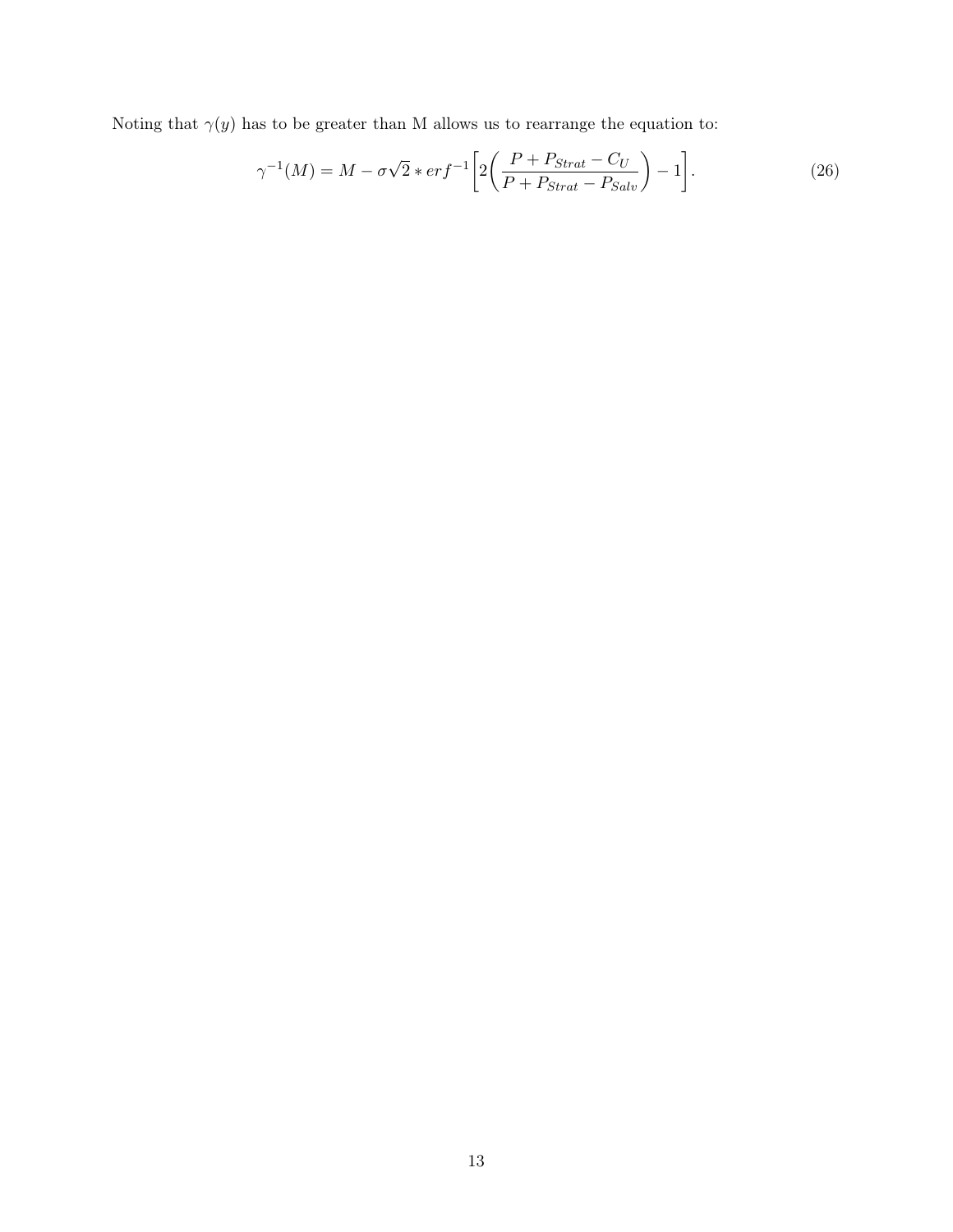Noting that $\gamma(y)$ has to be greater than M allows us to rearrange the equation to:

$$\gamma^{-1}(M) = M - \sigma\sqrt{2} * erf^{-1}\left[2\left(\frac{P + P_{Strat} - C_U}{P + P_{Strat} - P_{Salv}}\right) - 1\right]. \tag{26}$$